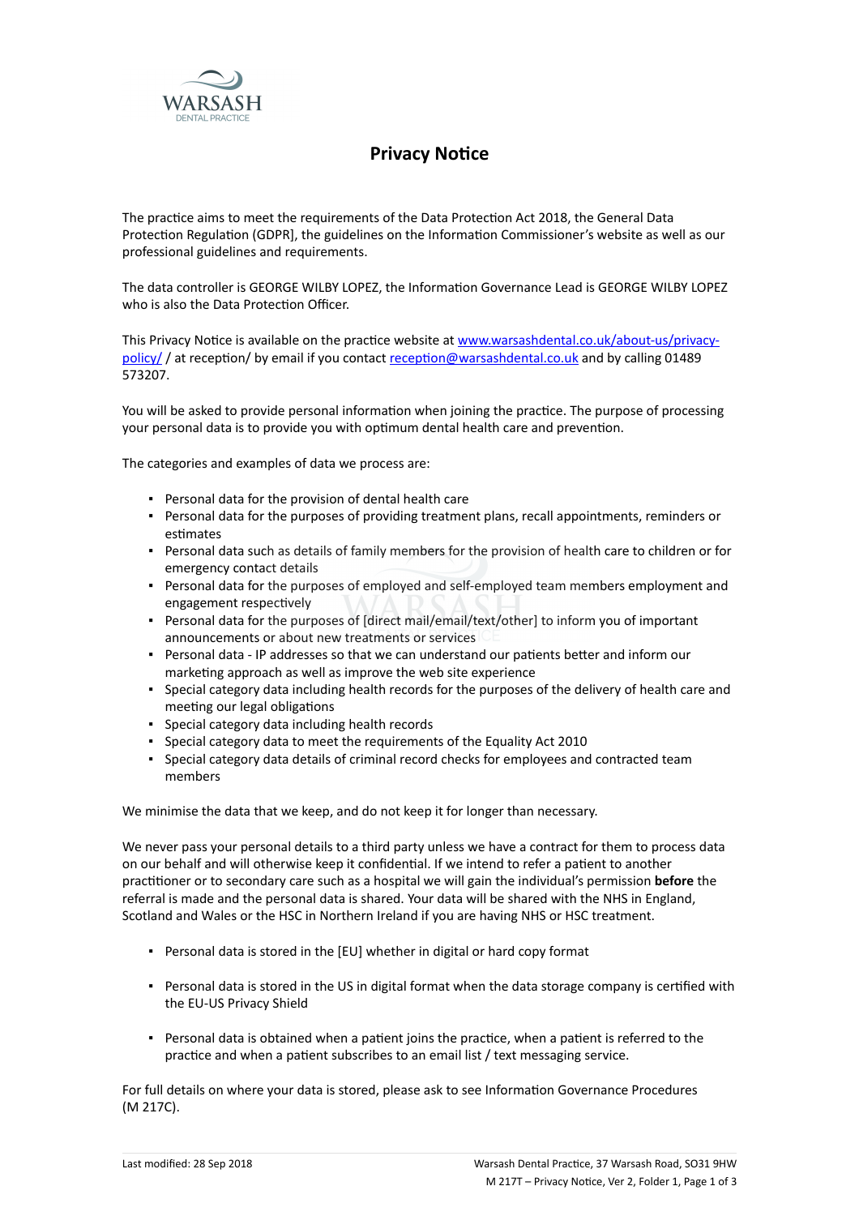WARSASH
DENTAL PRACTICE

# Privacy Notice

The practice aims to meet the requirements of the Data Protection Act 2018, the General Data Protection Regulation (GDPR], the guidelines on the Information Commissioner's website as well as our professional guidelines and requirements.

The data controller is GEORGE WILBY LOPEZ, the Information Governance Lead is GEORGE WILBY LOPEZ who is also the Data Protection Officer.

This Privacy Notice is available on the practice website at www.warsashdental.co.uk/about-us/privacy-policy/ / at reception/ by email if you contact reception@warsashdental.co.uk and by calling 01489 573207.

You will be asked to provide personal information when joining the practice. The purpose of processing your personal data is to provide you with optimum dental health care and prevention.

The categories and examples of data we process are:

- Personal data for the provision of dental health care
- Personal data for the purposes of providing treatment plans, recall appointments, reminders or estimates
- Personal data such as details of family members for the provision of health care to children or for emergency contact details
- Personal data for the purposes of employed and self-employed team members employment and engagement respectively
- Personal data for the purposes of [direct mail/email/text/other] to inform you of important announcements or about new treatments or services
- Personal data - IP addresses so that we can understand our patients better and inform our marketing approach as well as improve the web site experience
- Special category data including health records for the purposes of the delivery of health care and meeting our legal obligations
- Special category data including health records
- Special category data to meet the requirements of the Equality Act 2010
- Special category data details of criminal record checks for employees and contracted team members

We minimise the data that we keep, and do not keep it for longer than necessary.

We never pass your personal details to a third party unless we have a contract for them to process data on our behalf and will otherwise keep it confidential. If we intend to refer a patient to another practitioner or to secondary care such as a hospital we will gain the individual's permission **before** the referral is made and the personal data is shared. Your data will be shared with the NHS in England, Scotland and Wales or the HSC in Northern Ireland if you are having NHS or HSC treatment.

- Personal data is stored in the [EU] whether in digital or hard copy format

- Personal data is stored in the US in digital format when the data storage company is certified with the EU-US Privacy Shield

- Personal data is obtained when a patient joins the practice, when a patient is referred to the practice and when a patient subscribes to an email list / text messaging service.

For full details on where your data is stored, please ask to see Information Governance Procedures (M 217C).

Last modified: 28 Sep 2018

Warsash Dental Practice, 37 Warsash Road, SO31 9HW
M 217T – Privacy Notice, Ver 2, Folder 1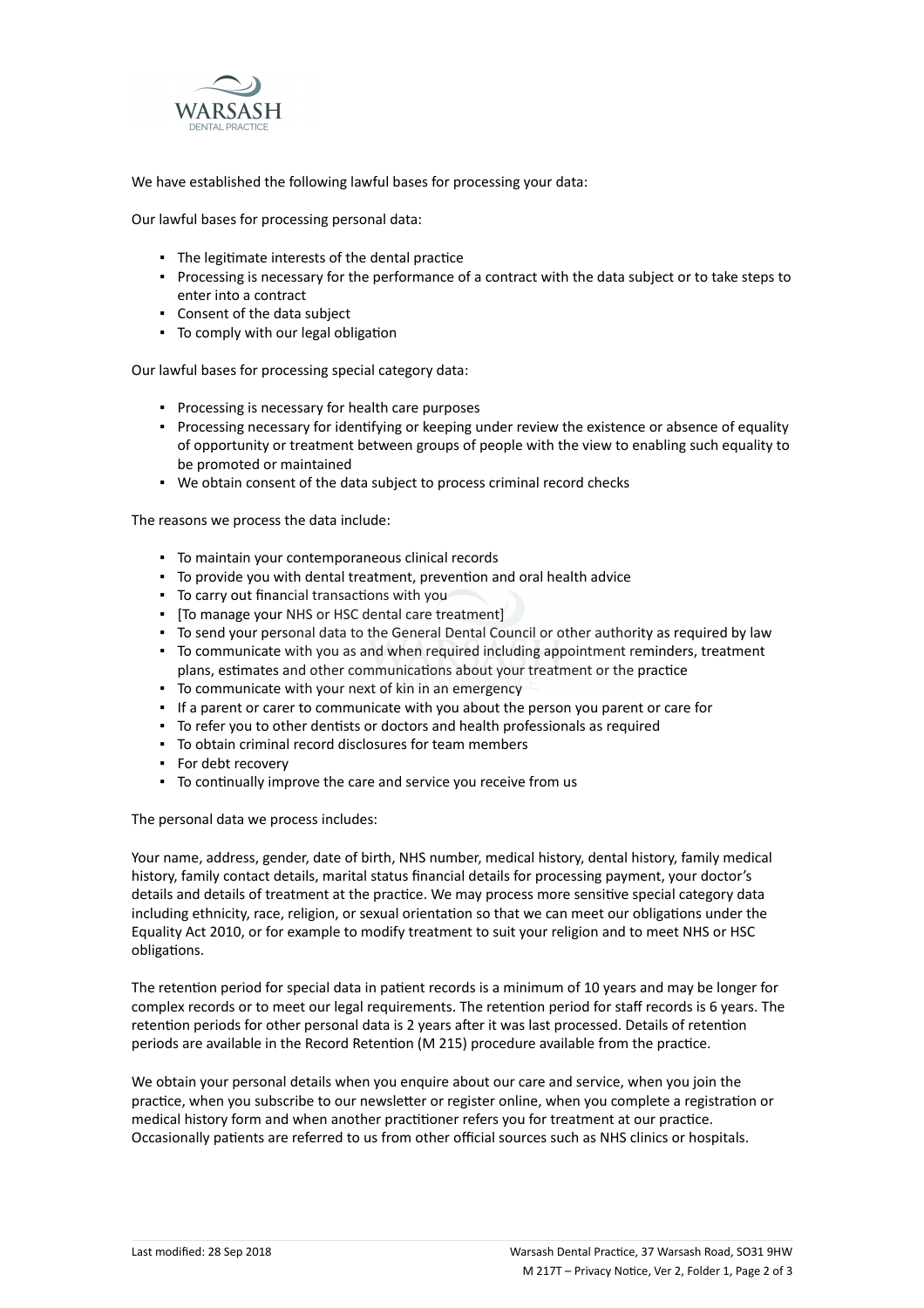We have established the following lawful bases for processing your data:

Our lawful bases for processing personal data:

- The legitimate interests of the dental practice
- Processing is necessary for the performance of a contract with the data subject or to take steps to enter into a contract
- Consent of the data subject
- To comply with our legal obligation

Our lawful bases for processing special category data:

- Processing is necessary for health care purposes
- Processing necessary for identifying or keeping under review the existence or absence of equality of opportunity or treatment between groups of people with the view to enabling such equality to be promoted or maintained
- We obtain consent of the data subject to process criminal record checks

The reasons we process the data include:

- To maintain your contemporaneous clinical records
- To provide you with dental treatment, prevention and oral health advice
- To carry out financial transactions with you
- [To manage your NHS or HSC dental care treatment]
- To send your personal data to the General Dental Council or other authority as required by law
- To communicate with you as and when required including appointment reminders, treatment plans, estimates and other communications about your treatment or the practice
- To communicate with your next of kin in an emergency
- If a parent or carer to communicate with you about the person you parent or care for
- To refer you to other dentists or doctors and health professionals as required
- To obtain criminal record disclosures for team members
- For debt recovery
- To continually improve the care and service you receive from us

The personal data we process includes:

Your name, address, gender, date of birth, NHS number, medical history, dental history, family medical history, family contact details, marital status financial details for processing payment, your doctor's details and details of treatment at the practice. We may process more sensitive special category data including ethnicity, race, religion, or sexual orientation so that we can meet our obligations under the Equality Act 2010, or for example to modify treatment to suit your religion and to meet NHS or HSC obligations.

The retention period for special data in patient records is a minimum of 10 years and may be longer for complex records or to meet our legal requirements. The retention period for staff records is 6 years. The retention periods for other personal data is 2 years after it was last processed. Details of retention periods are available in the Record Retention (M 215) procedure available from the practice.

We obtain your personal details when you enquire about our care and service, when you join the practice, when you subscribe to our newsletter or register online, when you complete a registration or medical history form and when another practitioner refers you for treatment at our practice. Occasionally patients are referred to us from other official sources such as NHS clinics or hospitals.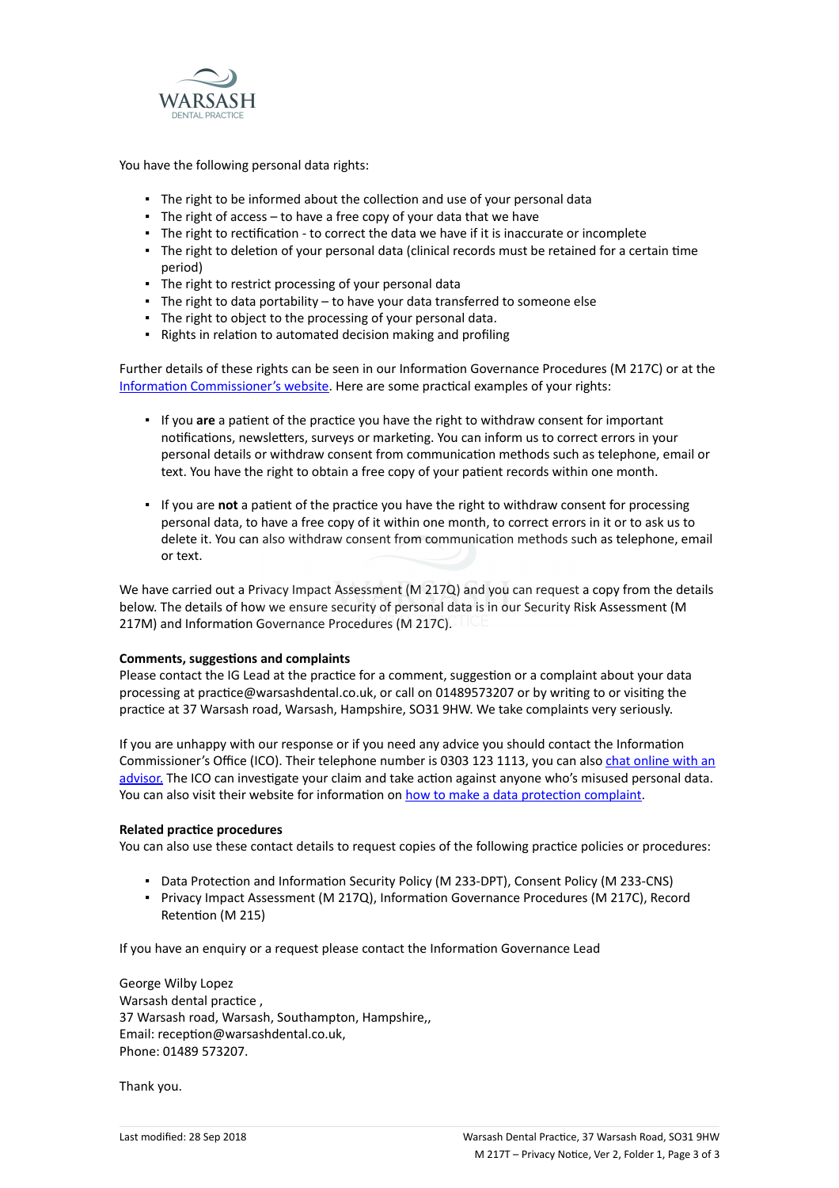You have the following personal data rights:

- The right to be informed about the collection and use of your personal data
- The right of access – to have a free copy of your data that we have
- The right to rectification - to correct the data we have if it is inaccurate or incomplete
- The right to deletion of your personal data (clinical records must be retained for a certain time period)
- The right to restrict processing of your personal data
- The right to data portability – to have your data transferred to someone else
- The right to object to the processing of your personal data.
- Rights in relation to automated decision making and profiling

Further details of these rights can be seen in our Information Governance Procedures (M 217C) or at the Information Commissioner's website. Here are some practical examples of your rights:

- If you **are** a patient of the practice you have the right to withdraw consent for important notifications, newsletters, surveys or marketing. You can inform us to correct errors in your personal details or withdraw consent from communication methods such as telephone, email or text. You have the right to obtain a free copy of your patient records within one month.

- If you are **not** a patient of the practice you have the right to withdraw consent for processing personal data, to have a free copy of it within one month, to correct errors in it or to ask us to delete it. You can also withdraw consent from communication methods such as telephone, email or text.

We have carried out a Privacy Impact Assessment (M 217Q) and you can request a copy from the details below. The details of how we ensure security of personal data is in our Security Risk Assessment (M 217M) and Information Governance Procedures (M 217C).

**Comments, suggestions and complaints**
Please contact the IG Lead at the practice for a comment, suggestion or a complaint about your data processing at practice@warsashdental.co.uk, or call on 01489573207 or by writing to or visiting the practice at 37 Warsash road, Warsash, Hampshire, SO31 9HW. We take complaints very seriously.

If you are unhappy with our response or if you need any advice you should contact the Information Commissioner's Office (ICO). Their telephone number is 0303 123 1113, you can also chat online with an advisor. The ICO can investigate your claim and take action against anyone who's misused personal data. You can also visit their website for information on how to make a data protection complaint.

**Related practice procedures**
You can also use these contact details to request copies of the following practice policies or procedures:

- Data Protection and Information Security Policy (M 233-DPT), Consent Policy (M 233-CNS)
- Privacy Impact Assessment (M 217Q), Information Governance Procedures (M 217C), Record Retention (M 215)

If you have an enquiry or a request please contact the Information Governance Lead

George Wilby Lopez
Warsash dental practice ,
37 Warsash road, Warsash, Southampton, Hampshire,,
Email: reception@warsashdental.co.uk,
Phone: 01489 573207.

Thank you.

Last modified: 28 Sep 2018

Warsash Dental Practice, 37 Warsash Road, SO31 9HW
M 217T – Privacy Notice, Ver 2, Folder 1